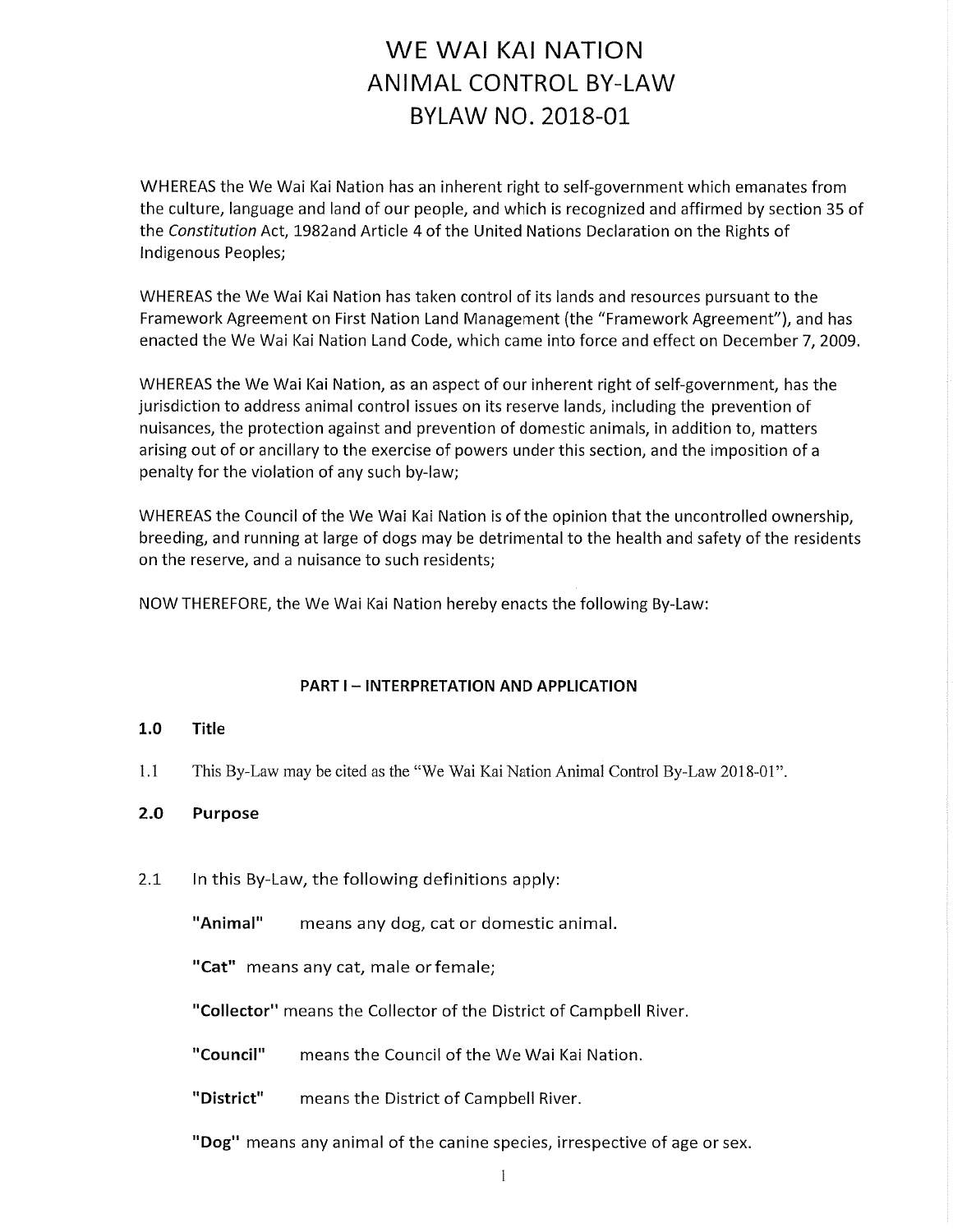# WE WAI KAI NATION ANIMAL CONTROL BY-LAW BYLAW NO. 2018-01

WHEREAS the We Wai Kai Nation has an inherent right to self-government which emanates from the culture, language and land of our people, and which is recognized and affirmed by section 35 of the *Constitution* Act, 1982and Article 4 of the United Nations Declaration on the Rights of Indigenous Peoples;

WHEREAS the We Wai Kai Nation has taken control of its lands and resources pursuant to the Framework Agreement on First Nation Land Management (the "Framework Agreement"), and has enacted the We Wai Kai Nation Land Code, which came into force and effect on December 7, 2009.

WHEREAS the We Wai Kai Nation, as an aspect of our inherent right of self-government, has the jurisdiction to address animal control issues on its reserve lands, including the prevention of nuisances, the protection against and prevention of domestic animals, in addition to, matters arising out of or ancillary to the exercise of powers under this section, and the imposition of a penalty for the violation of any such by-law;

WHEREAS the Council of the We Wai Kai Nation is of the opinion that the uncontrolled ownership, breeding, and running at large of dogs may be detrimental to the health and safety of the residents on the reserve, and a nuisance to such residents;

NOW THEREFORE, the We Wai Kai Nation hereby enacts the following By-Law:

## PART I – INTERPRETATION AND APPLICATION

### 1.0 Title

1.1 This By-Law may be cited as the "We Wai Kai Nation Animal Control By-Law 2018-01".

### 2.0 Purpose

2.1 In this By-Law, the following definitions apply:

**"Animal"** means any dog, cat or domestic animal.

**"Cat"** means any cat, male or female;

**"Collector"** means the Collector of the District of Campbell River.

**"Council"** means the Council of the We Wai Kai Nation.

**"District"** means the District of Campbell River.

**"Dog"** means any animal of the canine species, irrespective of age or sex.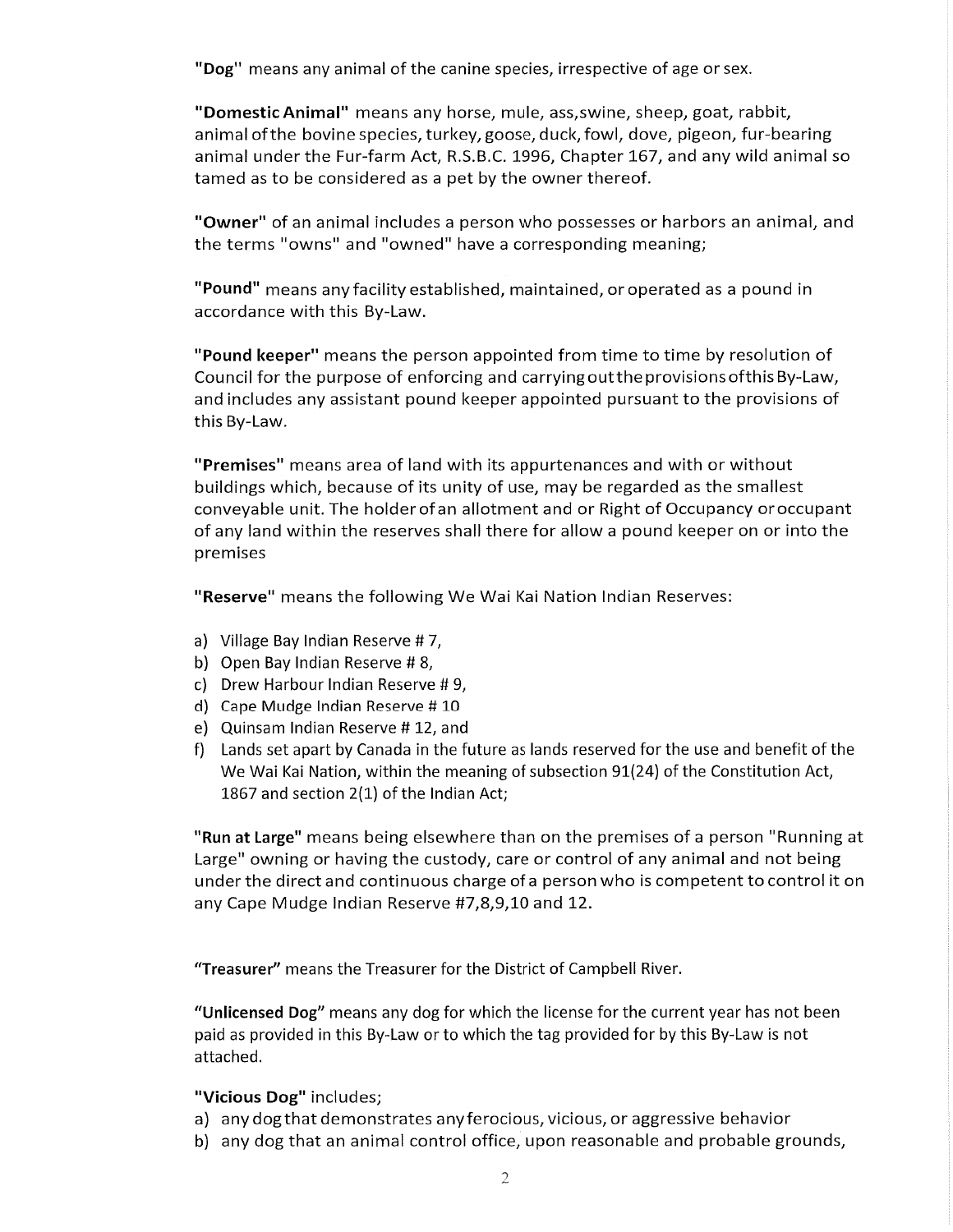**"Dog"** means any animal of the canine species, irrespective of age or sex.

**"Domestic Animal"** means any horse, mule, ass,swine, sheep, goat, rabbit, animal ofthe bovine species, turkey, goose, duck, fowl, dove, pigeon, fur-bearing animal under the Fur-farm Act, R.S.B.C. 1996, Chapter 167, and any wild animal so tamed as to be considered as a pet by the owner thereof.

**"Owner"** of an animal includes a person who possesses or harbors an animal, and the terms "owns" and "owned" have a corresponding meaning;

**"Pound"** means any facility established, maintained, or operated as a pound in accordance with this By-Law.

**"Pound keeper"** means the person appointed from time to time by resolution of Council for the purpose of enforcing and carryingouttheprovisionsofthis By-Law, and includes any assistant pound keeper appointed pursuant to the provisions of this By-Law.

**"Premises"** means area of land with its appurtenances and with or without buildings which, because of its unity of use, may be regarded as the smallest conveyable unit. The holder ofan allotment and or Right of Occupancy oroccupant of any land within the reserves shall there for allow a pound keeper on or into the premises

**"Reserve"** means the following We Wai Kai Nation Indian Reserves:

a) Village Bay Indian Reserve # 7,
b) Open Bay Indian Reserve # 8,
c) Drew Harbour Indian Reserve # 9,
d) Cape Mudge Indian Reserve # 10
e) Quinsam Indian Reserve # 12, and
f) Lands set apart by Canada in the future as lands reserved for the use and benefit of the We Wai Kai Nation, within the meaning of subsection 91(24) of the Constitution Act, 1867 and section 2(1) of the Indian Act;

**"Run at Large"** means being elsewhere than on the premises of a person "Running at Large" owning or having the custody, care or control of any animal and not being under the direct and continuous charge of a person who is competent to control it on any Cape Mudge Indian Reserve #7,8,9,10 and 12.

**"Treasurer"** means the Treasurer for the District of Campbell River.

**"Unlicensed Dog"** means any dog for which the license for the current year has not been paid as provided in this By-Law or to which the tag provided for by this By-Law is not attached.

**"Vicious Dog"** includes;

a) any dog that demonstrates any ferocious, vicious, or aggressive behavior
b) any dog that an animal control office, upon reasonable and probable grounds,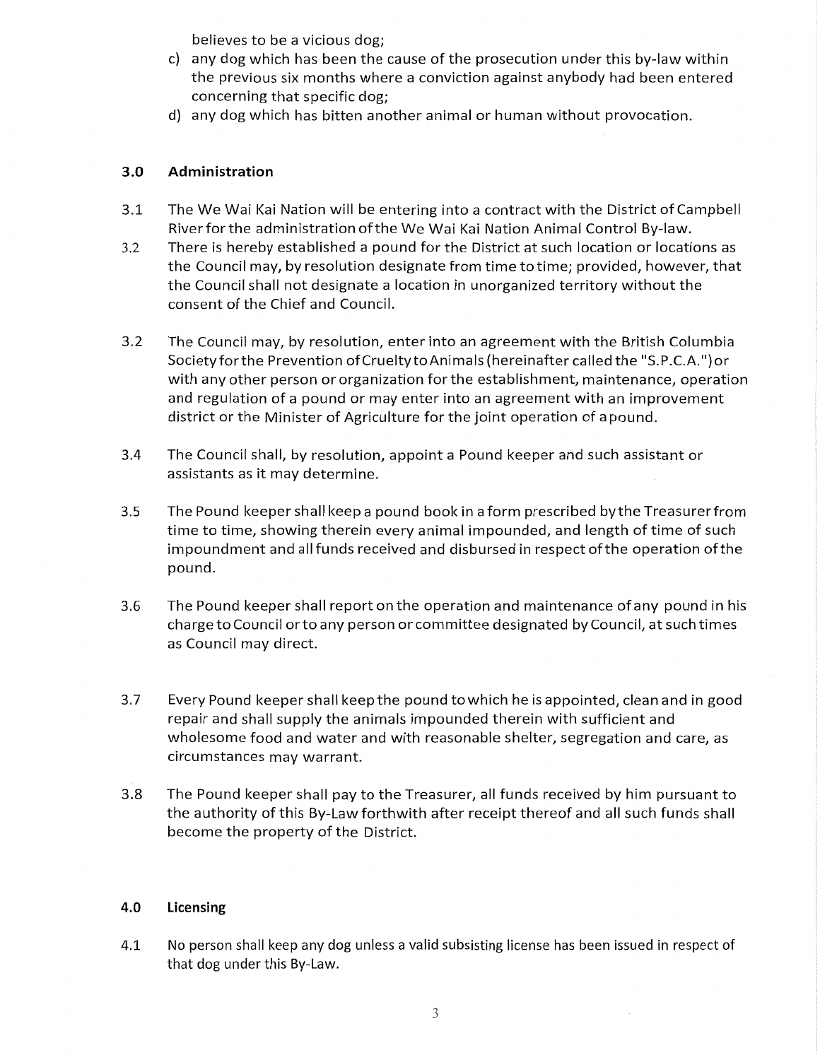believes to be a vicious dog;

c) any dog which has been the cause of the prosecution under this by-law within the previous six months where a conviction against anybody had been entered concerning that specific dog;

d) any dog which has bitten another animal or human without provocation.

## 3.0 Administration

3.1 The We Wai Kai Nation will be entering into a contract with the District of Campbell River for the administration of the We Wai Kai Nation Animal Control By-law.

3.2 There is hereby established a pound for the District at such location or locations as the Council may, by resolution designate from time to time; provided, however, that the Council shall not designate a location in unorganized territory without the consent of the Chief and Council.

3.2 The Council may, by resolution, enter into an agreement with the British Columbia Society for the Prevention of Cruelty to Animals (hereinafter called the "S.P.C.A.") or with any other person or organization for the establishment, maintenance, operation and regulation of a pound or may enter into an agreement with an improvement district or the Minister of Agriculture for the joint operation of a pound.

3.4 The Council shall, by resolution, appoint a Pound keeper and such assistant or assistants as it may determine.

3.5 The Pound keeper shall keep a pound book in a form prescribed by the Treasurer from time to time, showing therein every animal impounded, and length of time of such impoundment and all funds received and disbursed in respect of the operation of the pound.

3.6 The Pound keeper shall report on the operation and maintenance of any pound in his charge to Council or to any person or committee designated by Council, at such times as Council may direct.

3.7 Every Pound keeper shall keep the pound to which he is appointed, clean and in good repair and shall supply the animals impounded therein with sufficient and wholesome food and water and with reasonable shelter, segregation and care, as circumstances may warrant.

3.8 The Pound keeper shall pay to the Treasurer, all funds received by him pursuant to the authority of this By-Law forthwith after receipt thereof and all such funds shall become the property of the District.

## 4.0 Licensing

4.1 No person shall keep any dog unless a valid subsisting license has been issued in respect of that dog under this By-Law.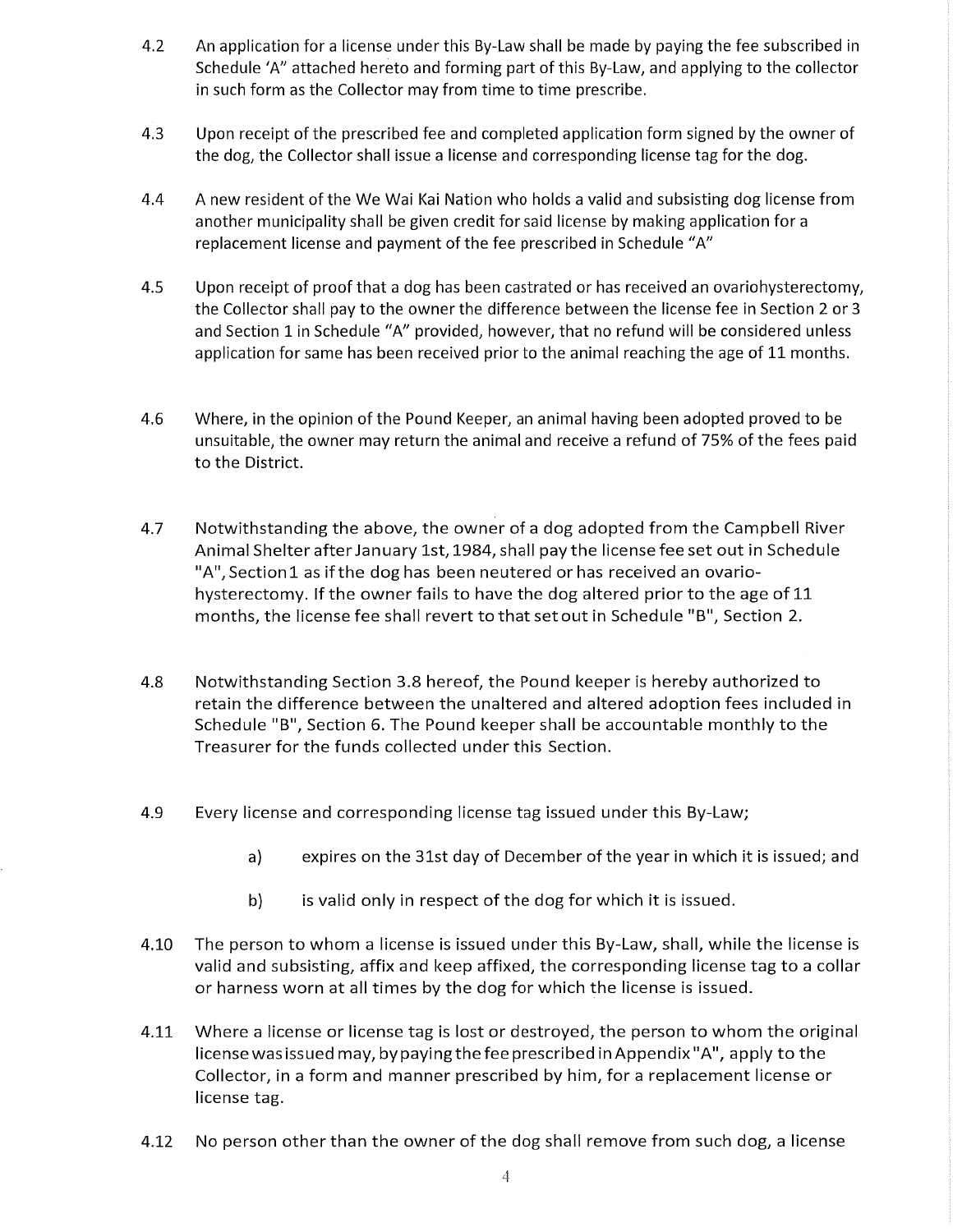4.2 An application for a license under this By-Law shall be made by paying the fee subscribed in Schedule 'A" attached hereto and forming part of this By-Law, and applying to the collector in such form as the Collector may from time to time prescribe.

4.3 Upon receipt of the prescribed fee and completed application form signed by the owner of the dog, the Collector shall issue a license and corresponding license tag for the dog.

4.4 A new resident of the We Wai Kai Nation who holds a valid and subsisting dog license from another municipality shall be given credit for said license by making application for a replacement license and payment of the fee prescribed in Schedule "A"

4.5 Upon receipt of proof that a dog has been castrated or has received an ovariohysterectomy, the Collector shall pay to the owner the difference between the license fee in Section 2 or 3 and Section 1 in Schedule "A" provided, however, that no refund will be considered unless application for same has been received prior to the animal reaching the age of 11 months.

4.6 Where, in the opinion of the Pound Keeper, an animal having been adopted proved to be unsuitable, the owner may return the animal and receive a refund of 75% of the fees paid to the District.

4.7 Notwithstanding the above, the owner of a dog adopted from the Campbell River Animal Shelter after January 1st, 1984, shall pay the license fee set out in Schedule "A", Section 1 as if the dog has been neutered or has received an ovario-hysterectomy. If the owner fails to have the dog altered prior to the age of 11 months, the license fee shall revert to that set out in Schedule "B", Section 2.

4.8 Notwithstanding Section 3.8 hereof, the Pound keeper is hereby authorized to retain the difference between the unaltered and altered adoption fees included in Schedule "B", Section 6. The Pound keeper shall be accountable monthly to the Treasurer for the funds collected under this Section.

4.9 Every license and corresponding license tag issued under this By-Law;

a) expires on the 31st day of December of the year in which it is issued; and

b) is valid only in respect of the dog for which it is issued.

4.10 The person to whom a license is issued under this By-Law, shall, while the license is valid and subsisting, affix and keep affixed, the corresponding license tag to a collar or harness worn at all times by the dog for which the license is issued.

4.11 Where a license or license tag is lost or destroyed, the person to whom the original license was issued may, by paying the fee prescribed in Appendix "A", apply to the Collector, in a form and manner prescribed by him, for a replacement license or license tag.

4.12 No person other than the owner of the dog shall remove from such dog, a license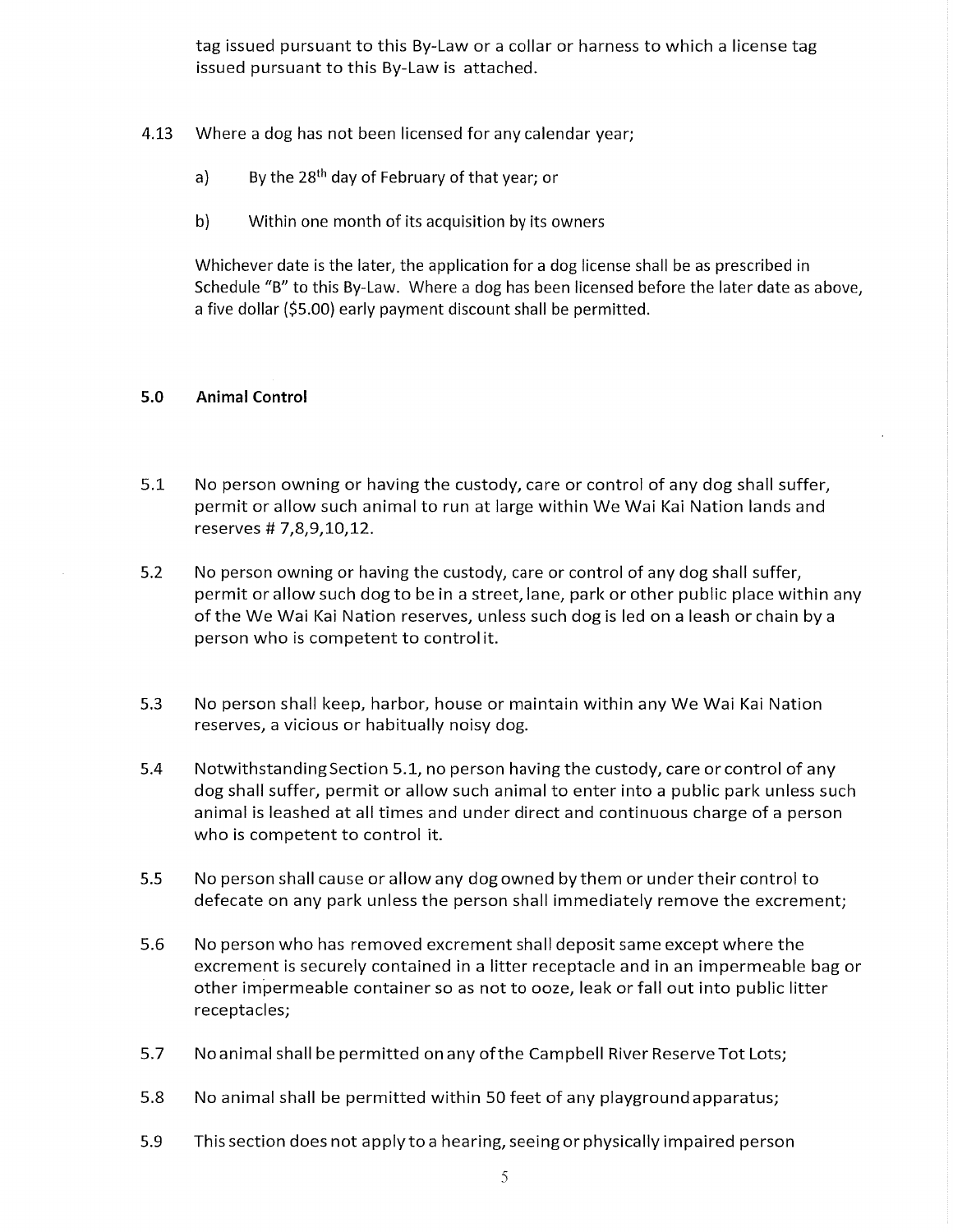tag issued pursuant to this By-Law or a collar or harness to which a license tag issued pursuant to this By-Law is attached.

4.13 Where a dog has not been licensed for any calendar year;

a) By the 28th day of February of that year; or

b) Within one month of its acquisition by its owners

Whichever date is the later, the application for a dog license shall be as prescribed in Schedule "B" to this By-Law. Where a dog has been licensed before the later date as above, a five dollar ($5.00) early payment discount shall be permitted.

## 5.0 Animal Control

5.1 No person owning or having the custody, care or control of any dog shall suffer, permit or allow such animal to run at large within We Wai Kai Nation lands and reserves # 7,8,9,10,12.

5.2 No person owning or having the custody, care or control of any dog shall suffer, permit or allow such dog to be in a street, lane, park or other public place within any of the We Wai Kai Nation reserves, unless such dog is led on a leash or chain by a person who is competent to control it.

5.3 No person shall keep, harbor, house or maintain within any We Wai Kai Nation reserves, a vicious or habitually noisy dog.

5.4 Notwithstanding Section 5.1, no person having the custody, care or control of any dog shall suffer, permit or allow such animal to enter into a public park unless such animal is leashed at all times and under direct and continuous charge of a person who is competent to control it.

5.5 No person shall cause or allow any dog owned by them or under their control to defecate on any park unless the person shall immediately remove the excrement;

5.6 No person who has removed excrement shall deposit same except where the excrement is securely contained in a litter receptacle and in an impermeable bag or other impermeable container so as not to ooze, leak or fall out into public litter receptacles;

5.7 No animal shall be permitted on any of the Campbell River Reserve Tot Lots;

5.8 No animal shall be permitted within 50 feet of any playground apparatus;

5.9 This section does not apply to a hearing, seeing or physically impaired person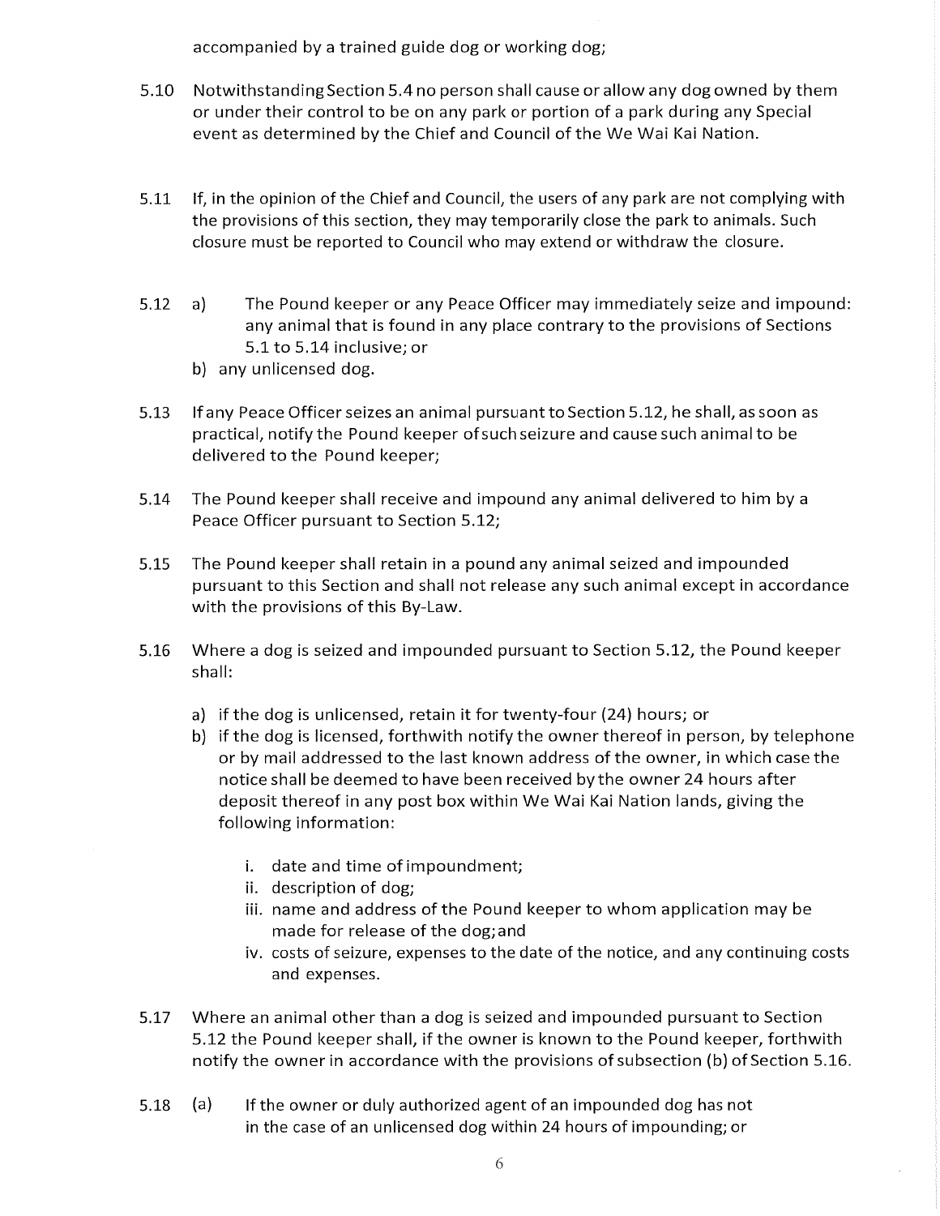accompanied by a trained guide dog or working dog;

5.10 Notwithstanding Section 5.4 no person shall cause or allow any dog owned by them or under their control to be on any park or portion of a park during any Special event as determined by the Chief and Council of the We Wai Kai Nation.

5.11 If, in the opinion of the Chief and Council, the users of any park are not complying with the provisions of this section, they may temporarily close the park to animals. Such closure must be reported to Council who may extend or withdraw the closure.

5.12 a) The Pound keeper or any Peace Officer may immediately seize and impound: any animal that is found in any place contrary to the provisions of Sections 5.1 to 5.14 inclusive; or

b) any unlicensed dog.

5.13 If any Peace Officer seizes an animal pursuant to Section 5.12, he shall, as soon as practical, notify the Pound keeper of such seizure and cause such animal to be delivered to the Pound keeper;

5.14 The Pound keeper shall receive and impound any animal delivered to him by a Peace Officer pursuant to Section 5.12;

5.15 The Pound keeper shall retain in a pound any animal seized and impounded pursuant to this Section and shall not release any such animal except in accordance with the provisions of this By-Law.

5.16 Where a dog is seized and impounded pursuant to Section 5.12, the Pound keeper shall:

a) if the dog is unlicensed, retain it for twenty-four (24) hours; or
b) if the dog is licensed, forthwith notify the owner thereof in person, by telephone or by mail addressed to the last known address of the owner, in which case the notice shall be deemed to have been received by the owner 24 hours after deposit thereof in any post box within We Wai Kai Nation lands, giving the following information:

   i. date and time of impoundment;
   ii. description of dog;
   iii. name and address of the Pound keeper to whom application may be made for release of the dog; and
   iv. costs of seizure, expenses to the date of the notice, and any continuing costs and expenses.

5.17 Where an animal other than a dog is seized and impounded pursuant to Section 5.12 the Pound keeper shall, if the owner is known to the Pound keeper, forthwith notify the owner in accordance with the provisions of subsection (b) of Section 5.16.

5.18 (a) If the owner or duly authorized agent of an impounded dog has not in the case of an unlicensed dog within 24 hours of impounding; or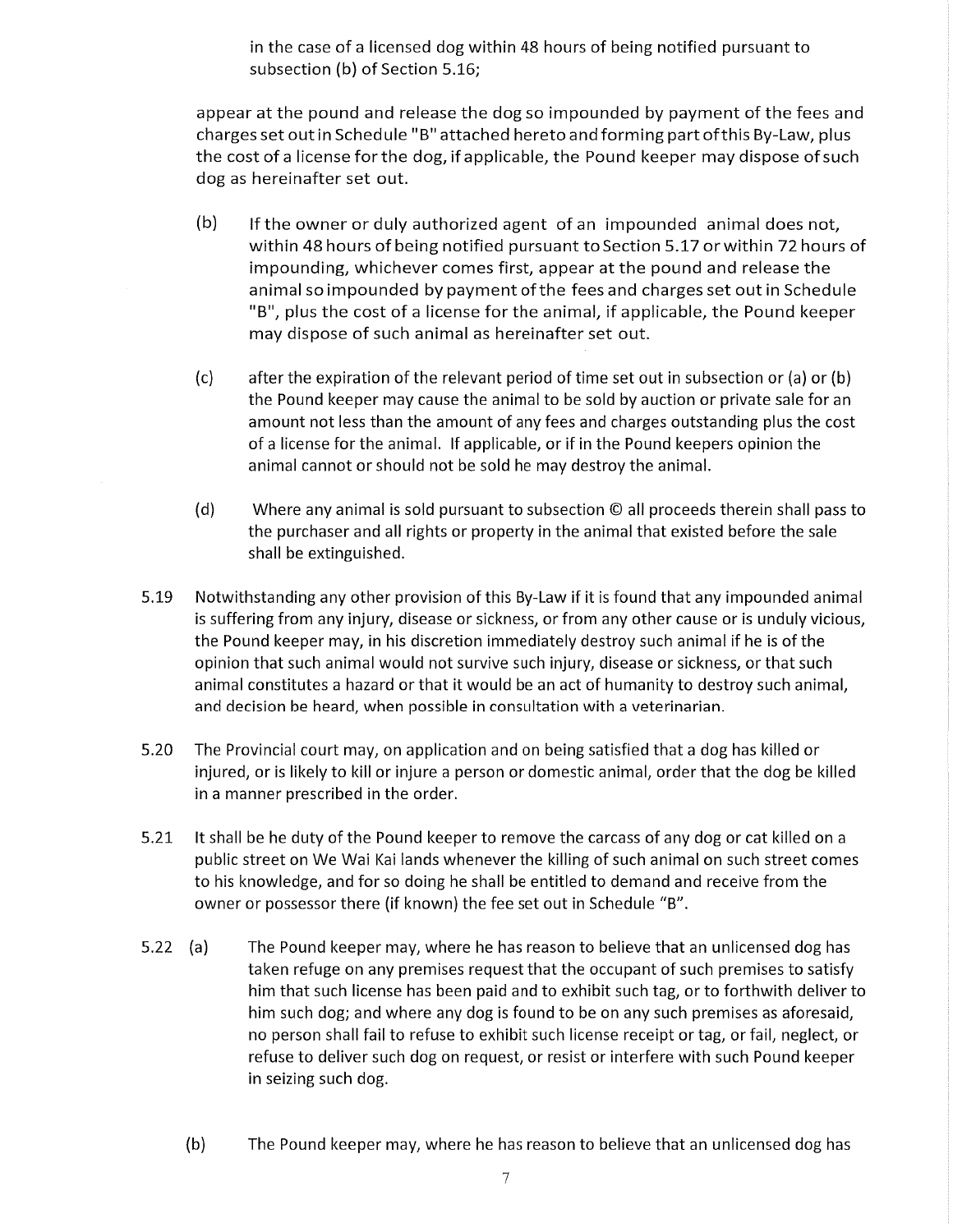in the case of a licensed dog within 48 hours of being notified pursuant to subsection (b) of Section 5.16;

appear at the pound and release the dog so impounded by payment of the fees and charges set out in Schedule "B" attached hereto and forming part of this By-Law, plus the cost of a license for the dog, if applicable, the Pound keeper may dispose of such dog as hereinafter set out.

(b) If the owner or duly authorized agent of an impounded animal does not, within 48 hours of being notified pursuant to Section 5.17 or within 72 hours of impounding, whichever comes first, appear at the pound and release the animal so impounded by payment of the fees and charges set out in Schedule "B", plus the cost of a license for the animal, if applicable, the Pound keeper may dispose of such animal as hereinafter set out.

(c) after the expiration of the relevant period of time set out in subsection or (a) or (b) the Pound keeper may cause the animal to be sold by auction or private sale for an amount not less than the amount of any fees and charges outstanding plus the cost of a license for the animal. If applicable, or if in the Pound keepers opinion the animal cannot or should not be sold he may destroy the animal.

(d) Where any animal is sold pursuant to subsection © all proceeds therein shall pass to the purchaser and all rights or property in the animal that existed before the sale shall be extinguished.

5.19 Notwithstanding any other provision of this By-Law if it is found that any impounded animal is suffering from any injury, disease or sickness, or from any other cause or is unduly vicious, the Pound keeper may, in his discretion immediately destroy such animal if he is of the opinion that such animal would not survive such injury, disease or sickness, or that such animal constitutes a hazard or that it would be an act of humanity to destroy such animal, and decision be heard, when possible in consultation with a veterinarian.

5.20 The Provincial court may, on application and on being satisfied that a dog has killed or injured, or is likely to kill or injure a person or domestic animal, order that the dog be killed in a manner prescribed in the order.

5.21 It shall be he duty of the Pound keeper to remove the carcass of any dog or cat killed on a public street on We Wai Kai lands whenever the killing of such animal on such street comes to his knowledge, and for so doing he shall be entitled to demand and receive from the owner or possessor there (if known) the fee set out in Schedule "B".

5.22 (a) The Pound keeper may, where he has reason to believe that an unlicensed dog has taken refuge on any premises request that the occupant of such premises to satisfy him that such license has been paid and to exhibit such tag, or to forthwith deliver to him such dog; and where any dog is found to be on any such premises as aforesaid, no person shall fail to refuse to exhibit such license receipt or tag, or fail, neglect, or refuse to deliver such dog on request, or resist or interfere with such Pound keeper in seizing such dog.

(b) The Pound keeper may, where he has reason to believe that an unlicensed dog has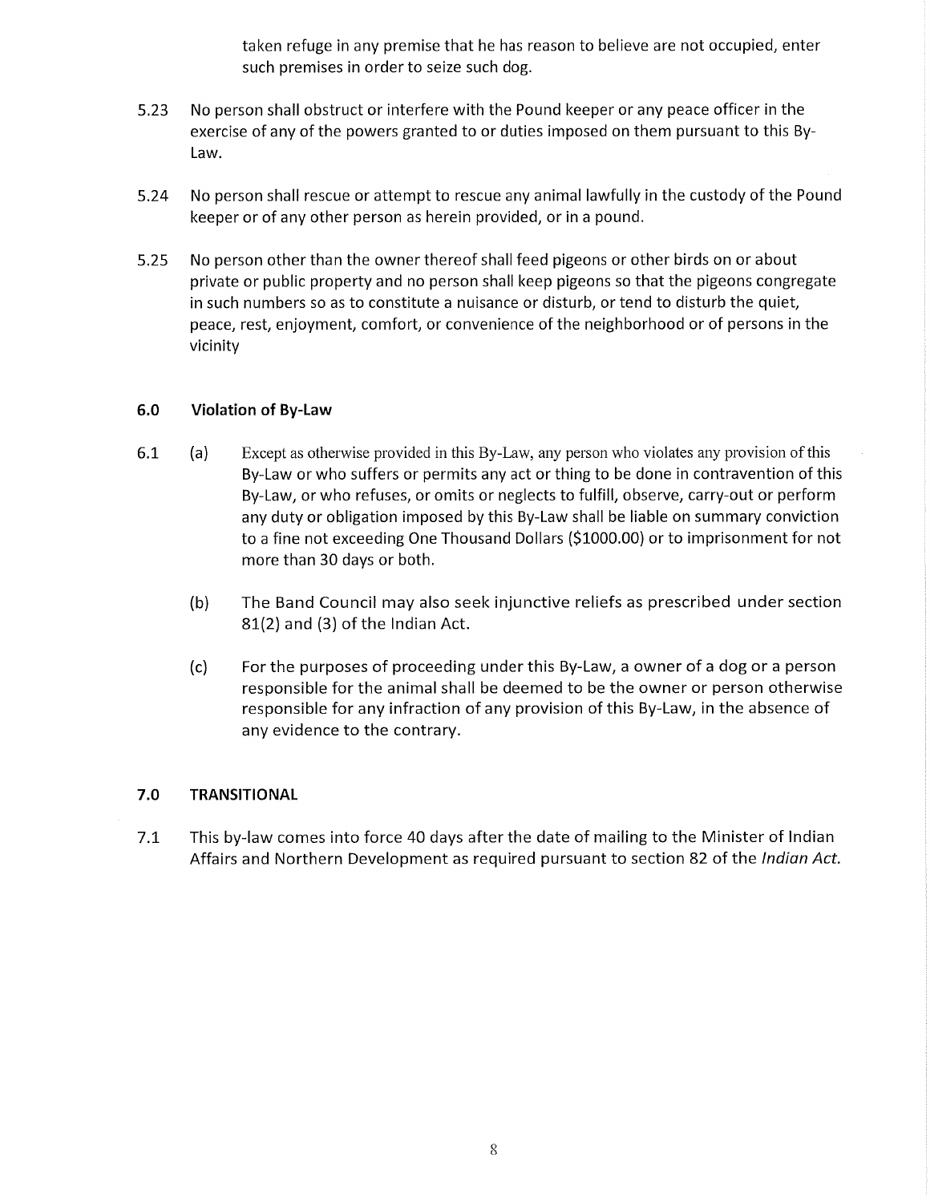taken refuge in any premise that he has reason to believe are not occupied, enter such premises in order to seize such dog.

5.23 No person shall obstruct or interfere with the Pound keeper or any peace officer in the exercise of any of the powers granted to or duties imposed on them pursuant to this By-Law.

5.24 No person shall rescue or attempt to rescue any animal lawfully in the custody of the Pound keeper or of any other person as herein provided, or in a pound.

5.25 No person other than the owner thereof shall feed pigeons or other birds on or about private or public property and no person shall keep pigeons so that the pigeons congregate in such numbers so as to constitute a nuisance or disturb, or tend to disturb the quiet, peace, rest, enjoyment, comfort, or convenience of the neighborhood or of persons in the vicinity

### 6.0 Violation of By-Law

6.1 (a) Except as otherwise provided in this By-Law, any person who violates any provision of this By-Law or who suffers or permits any act or thing to be done in contravention of this By-Law, or who refuses, or omits or neglects to fulfill, observe, carry-out or perform any duty or obligation imposed by this By-Law shall be liable on summary conviction to a fine not exceeding One Thousand Dollars ($1000.00) or to imprisonment for not more than 30 days or both.

(b) The Band Council may also seek injunctive reliefs as prescribed under section 81(2) and (3) of the Indian Act.

(c) For the purposes of proceeding under this By-Law, a owner of a dog or a person responsible for the animal shall be deemed to be the owner or person otherwise responsible for any infraction of any provision of this By-Law, in the absence of any evidence to the contrary.

### 7.0 TRANSITIONAL

7.1 This by-law comes into force 40 days after the date of mailing to the Minister of Indian Affairs and Northern Development as required pursuant to section 82 of the *Indian Act.*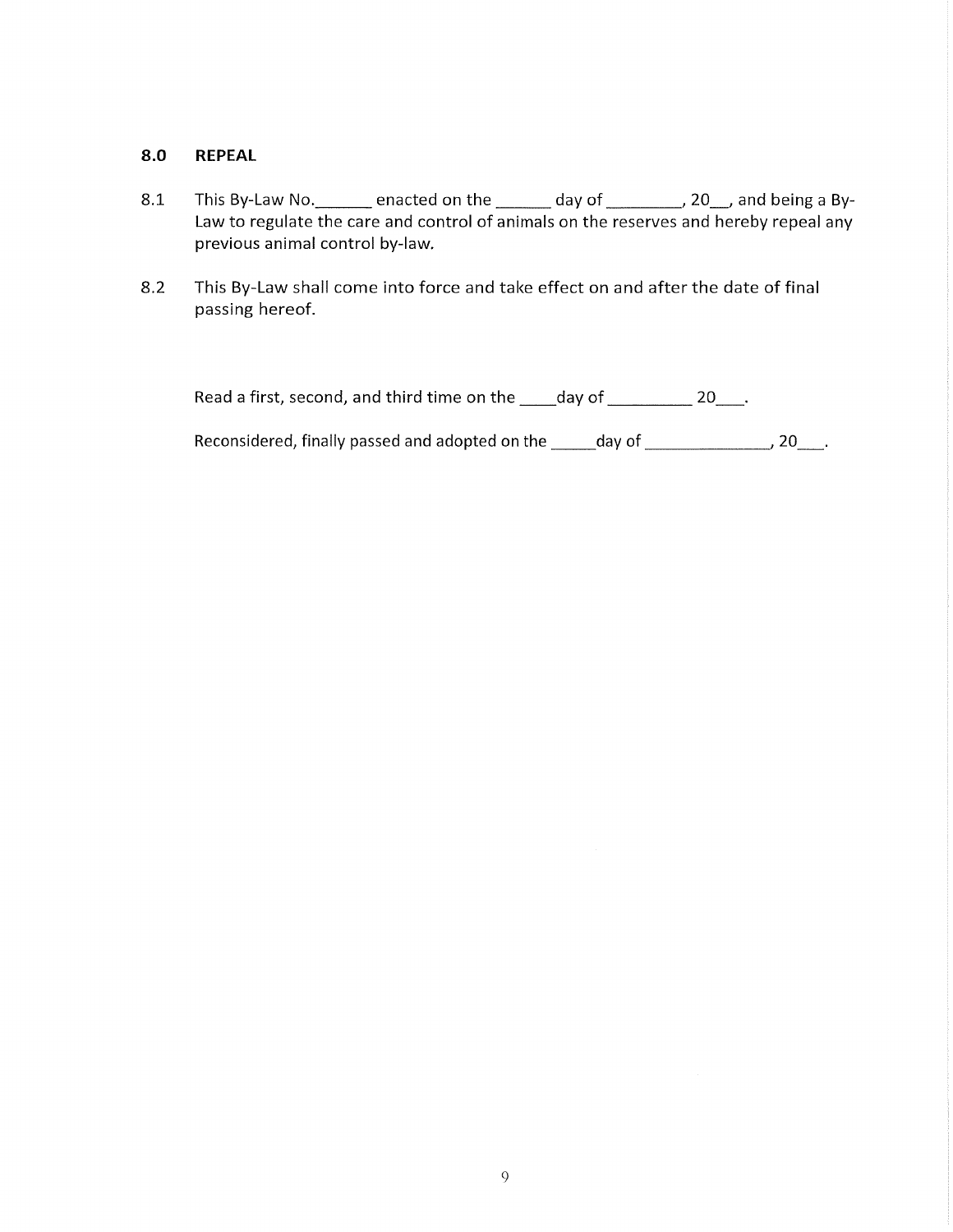## 8.0 REPEAL

8.1 This By-Law No.______ enacted on the ______ day of ________, 20__, and being a By-Law to regulate the care and control of animals on the reserves and hereby repeal any previous animal control by-law.

8.2 This By-Law shall come into force and take effect on and after the date of final passing hereof.

Read a first, second, and third time on the ____day of _________ 20___.

Reconsidered, finally passed and adopted on the _____day of ______________, 20___.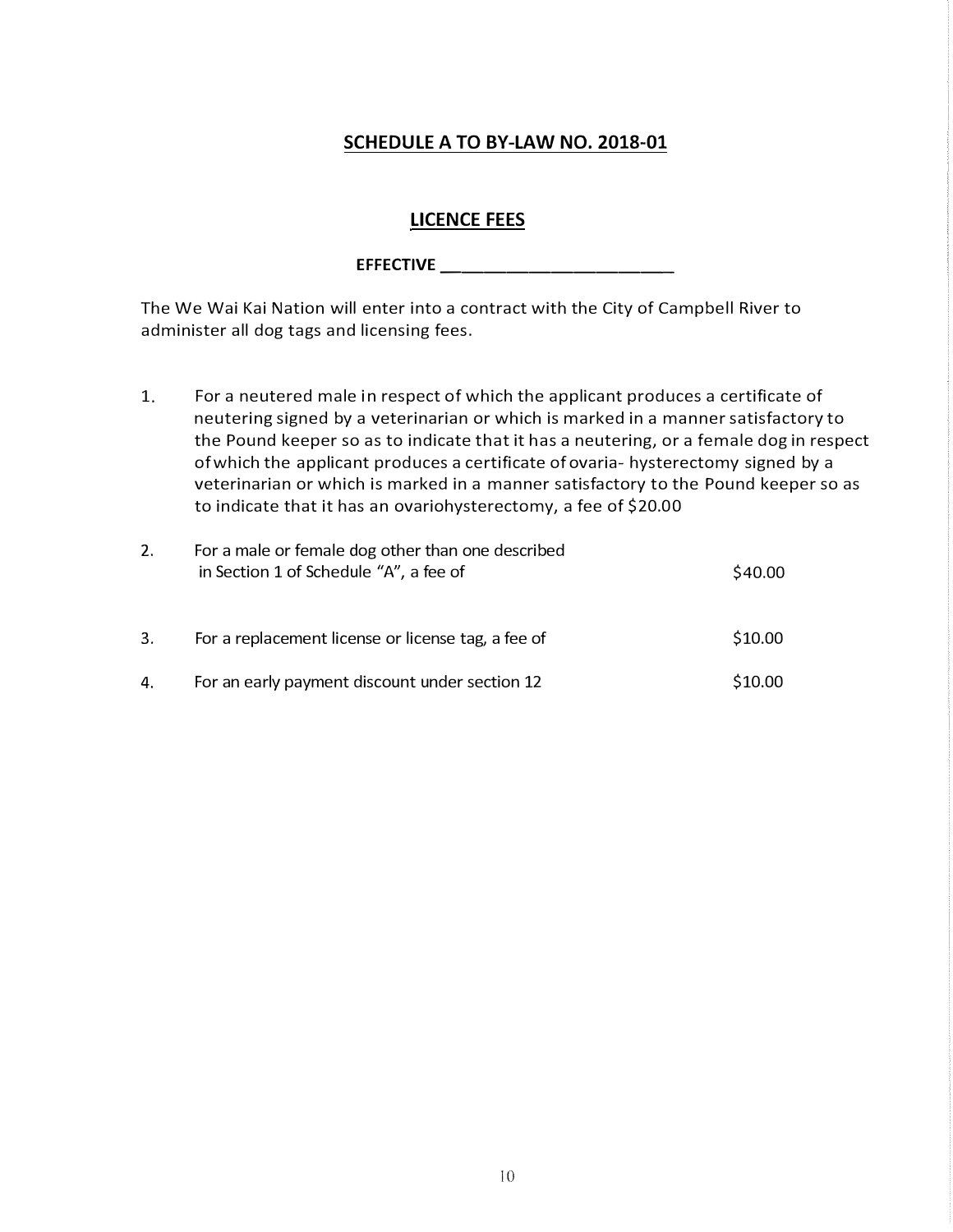## SCHEDULE A TO BY-LAW NO. 2018-01

## LICENCE FEES

**EFFECTIVE \_\_\_\_\_\_\_\_\_\_\_\_\_\_\_\_\_\_\_\_\_\_\_\_\_**

The We Wai Kai Nation will enter into a contract with the City of Campbell River to administer all dog tags and licensing fees.

1. For a neutered male in respect of which the applicant produces a certificate of neutering signed by a veterinarian or which is marked in a manner satisfactory to the Pound keeper so as to indicate that it has a neutering, or a female dog in respect of which the applicant produces a certificate of ovaria- hysterectomy signed by a veterinarian or which is marked in a manner satisfactory to the Pound keeper so as to indicate that it has an ovariohysterectomy, a fee of $20.00

2. For a male or female dog other than one described in Section 1 of Schedule "A", a fee of $40.00

3. For a replacement license or license tag, a fee of $10.00

4. For an early payment discount under section 12 $10.00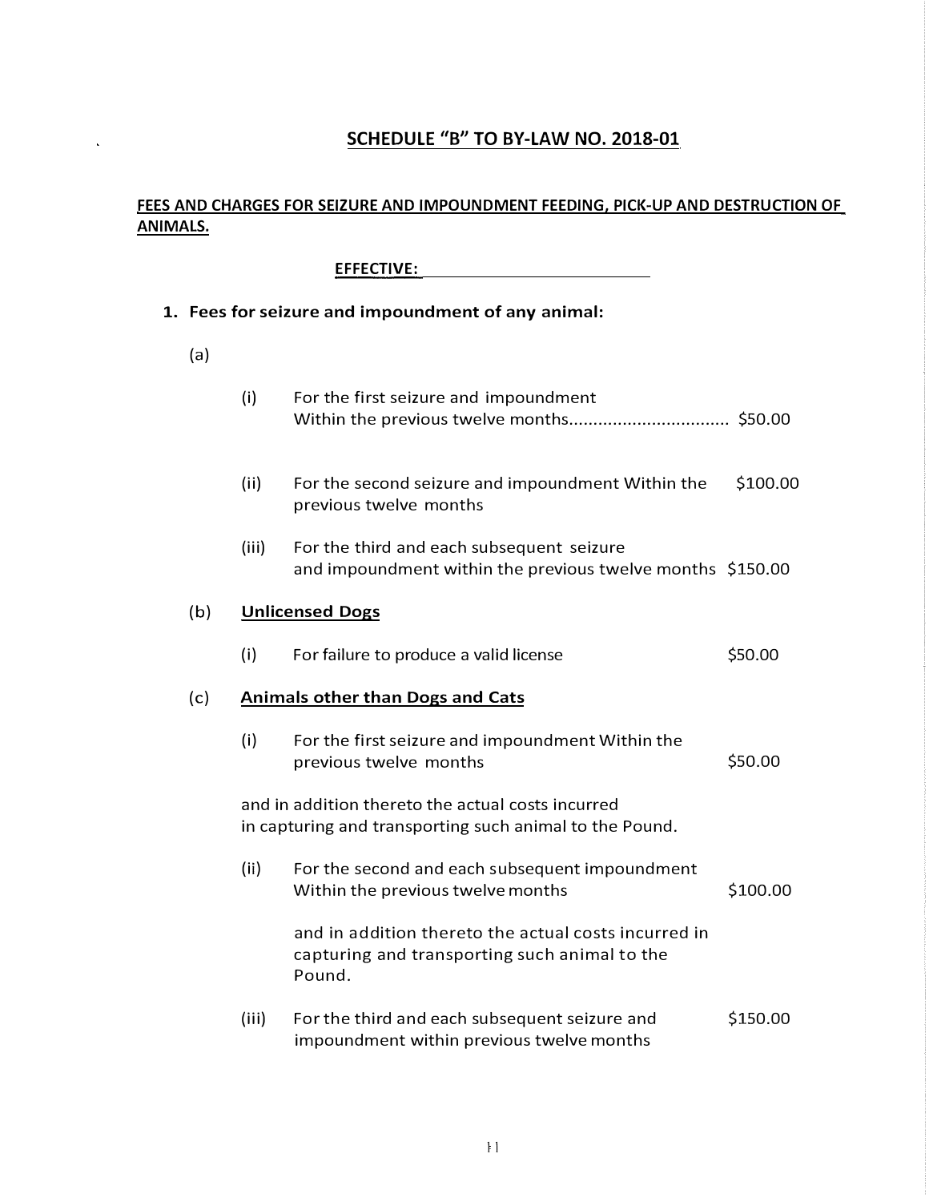## SCHEDULE "B" TO BY-LAW NO. 2018-01

**FEES AND CHARGES FOR SEIZURE AND IMPOUNDMENT FEEDING, PICK-UP AND DESTRUCTION OF ANIMALS.**

**EFFECTIVE:** ______________________

**1. Fees for seizure and impoundment of any animal:**

(a)

(i) For the first seizure and impoundment Within the previous twelve months................................ $50.00

(ii) For the second seizure and impoundment Within the previous twelve months $100.00

(iii) For the third and each subsequent seizure and impoundment within the previous twelve months $150.00

(b) **Unlicensed Dogs**

(i) For failure to produce a valid license $50.00

(c) **Animals other than Dogs and Cats**

(i) For the first seizure and impoundment Within the previous twelve months $50.00

and in addition thereto the actual costs incurred in capturing and transporting such animal to the Pound.

(ii) For the second and each subsequent impoundment Within the previous twelve months $100.00

and in addition thereto the actual costs incurred in capturing and transporting such animal to the Pound.

(iii) For the third and each subsequent seizure and impoundment within previous twelve months $150.00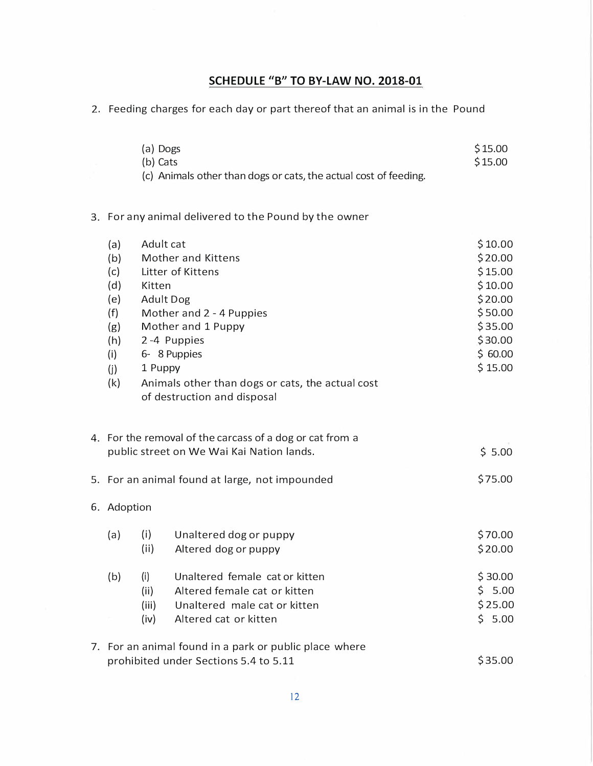## SCHEDULE "B" TO BY-LAW NO. 2018-01

2. Feeding charges for each day or part thereof that an animal is in the Pound

| | | |
|---|---|---|
| (a) | Dogs | $15.00 |
| (b) | Cats | $15.00 |
| (c) | Animals other than dogs or cats, the actual cost of feeding. | |

3. For any animal delivered to the Pound by the owner

| | | |
|---|---|---|
| (a) | Adult cat | $10.00 |
| (b) | Mother and Kittens | $20.00 |
| (c) | Litter of Kittens | $15.00 |
| (d) | Kitten | $10.00 |
| (e) | Adult Dog | $20.00 |
| (f) | Mother and 2 - 4 Puppies | $50.00 |
| (g) | Mother and 1 Puppy | $35.00 |
| (h) | 2 -4 Puppies | $30.00 |
| (i) | 6- 8 Puppies | $ 60.00 |
| (j) | 1 Puppy | $ 15.00 |
| (k) | Animals other than dogs or cats, the actual cost of destruction and disposal | |

4. For the removal of the carcass of a dog or cat from a public street on We Wai Kai Nation lands. — $ 5.00

5. For an animal found at large, not impounded — $75.00

6. Adoption

| | | | |
|---|---|---|---|
| (a) | (i) | Unaltered dog or puppy | $70.00 |
| | (ii) | Altered dog or puppy | $20.00 |
| (b) | (i) | Unaltered female cat or kitten | $ 30.00 |
| | (ii) | Altered female cat or kitten | $ 5.00 |
| | (iii) | Unaltered male cat or kitten | $25.00 |
| | (iv) | Altered cat or kitten | $ 5.00 |

7. For an animal found in a park or public place where prohibited under Sections 5.4 to 5.11 — $35.00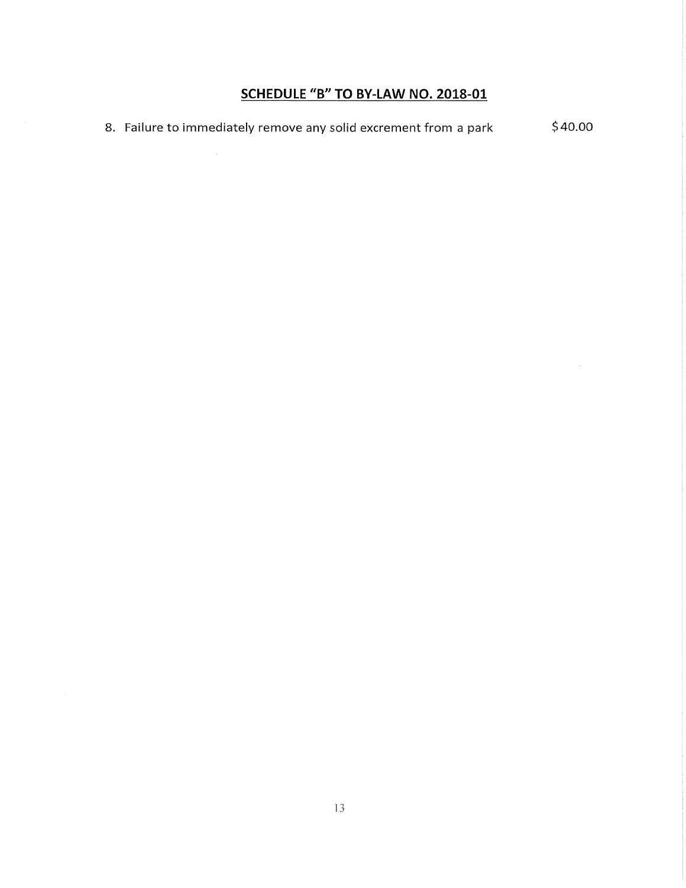## SCHEDULE "B" TO BY-LAW NO. 2018-01

8. Failure to immediately remove any solid excrement from a park $40.00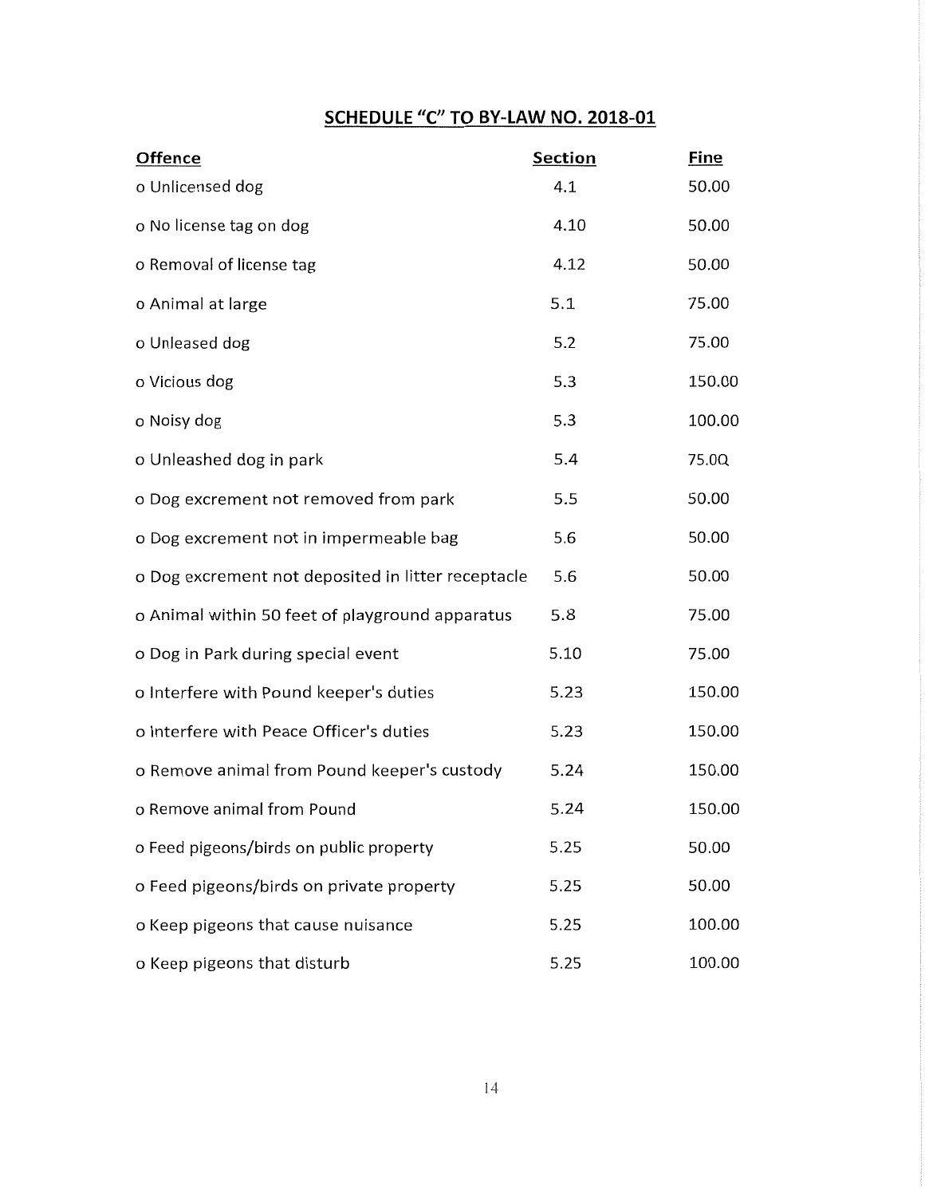## SCHEDULE "C" TO BY-LAW NO. 2018-01

| Offence | Section | Fine |
|---|---|---|
| o Unlicensed dog | 4.1 | 50.00 |
| o No license tag on dog | 4.10 | 50.00 |
| o Removal of license tag | 4.12 | 50.00 |
| o Animal at large | 5.1 | 75.00 |
| o Unleased dog | 5.2 | 75.00 |
| o Vicious dog | 5.3 | 150.00 |
| o Noisy dog | 5.3 | 100.00 |
| o Unleashed dog in park | 5.4 | 75.0Q |
| o Dog excrement not removed from park | 5.5 | 50.00 |
| o Dog excrement not in impermeable bag | 5.6 | 50.00 |
| o Dog excrement not deposited in litter receptacle | 5.6 | 50.00 |
| o Animal within 50 feet of playground apparatus | 5.8 | 75.00 |
| o Dog in Park during special event | 5.10 | 75.00 |
| o Interfere with Pound keeper's duties | 5.23 | 150.00 |
| o Interfere with Peace Officer's duties | 5.23 | 150.00 |
| o Remove animal from Pound keeper's custody | 5.24 | 150.00 |
| o Remove animal from Pound | 5.24 | 150.00 |
| o Feed pigeons/birds on public property | 5.25 | 50.00 |
| o Feed pigeons/birds on private property | 5.25 | 50.00 |
| o Keep pigeons that cause nuisance | 5.25 | 100.00 |
| o Keep pigeons that disturb | 5.25 | 100.00 |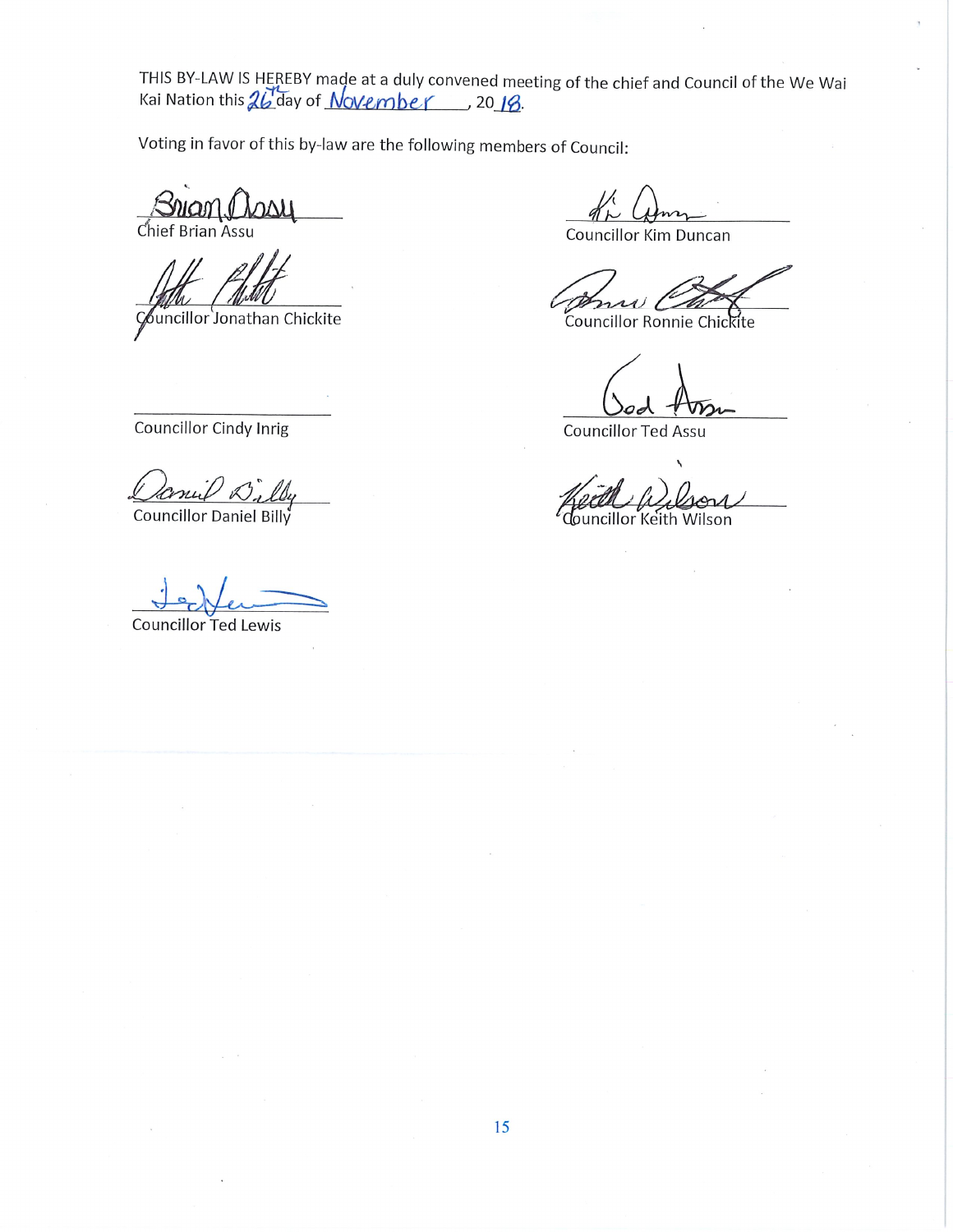THIS BY-LAW IS HEREBY made at a duly convened meeting of the chief and Council of the We Wai Kai Nation this 26th day of November, 2018.

Voting in favor of this by-law are the following members of Council:

Chief Brian Assu

Councillor Kim Duncan

Councillor Jonathan Chickite

Councillor Ronnie Chickite

Councillor Cindy Inrig

Councillor Ted Assu

Councillor Daniel Billy

Councillor Keith Wilson

Councillor Ted Lewis